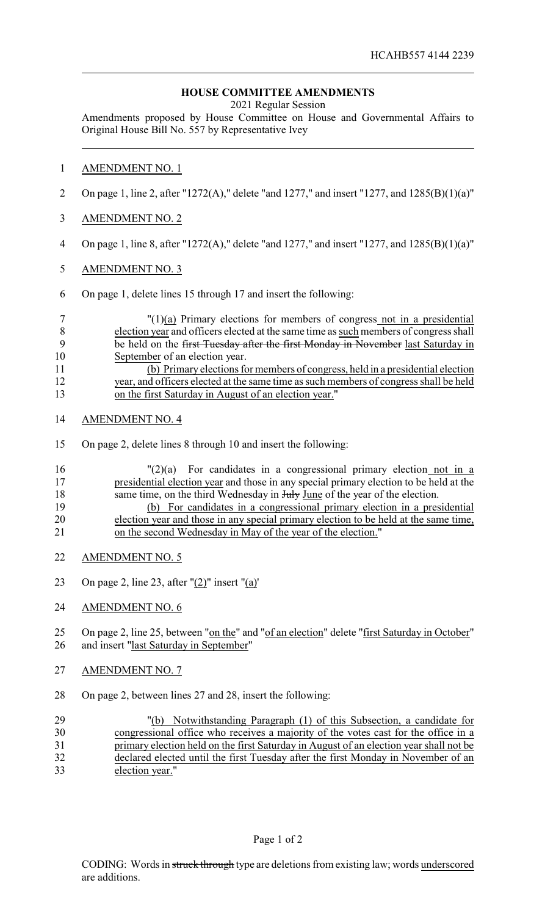HCAHB557 4144 2239

## HOUSE COMMITTEE AMENDMENTS

2021 Regular Session

Amendments proposed by House Committee on House and Governmental Affairs to Original House Bill No. 557 by Representative Ivey

AMENDMENT NO. 1

On page 1, line 2, after "1272(A)," delete "and 1277," and insert "1277, and 1285(B)(1)(a)"

AMENDMENT NO. 2

On page 1, line 8, after "1272(A)," delete "and 1277," and insert "1277, and 1285(B)(1)(a)"

AMENDMENT NO. 3

On page 1, delete lines 15 through 17 and insert the following:

"(1)(a) Primary elections for members of congress not in a presidential election year and officers elected at the same time as such members of congress shall be held on the ~~first Tuesday after the first Monday in November~~ last Saturday in September of an election year.

(b) Primary elections for members of congress, held in a presidential election year, and officers elected at the same time as such members of congress shall be held on the first Saturday in August of an election year."

AMENDMENT NO. 4

On page 2, delete lines 8 through 10 and insert the following:

"(2)(a) For candidates in a congressional primary election not in a presidential election year and those in any special primary election to be held at the same time, on the third Wednesday in ~~July~~ June of the year of the election.

(b) For candidates in a congressional primary election in a presidential election year and those in any special primary election to be held at the same time, on the second Wednesday in May of the year of the election."

AMENDMENT NO. 5

On page 2, line 23, after "(2)" insert "(a)'

AMENDMENT NO. 6

On page 2, line 25, between "on the" and "of an election" delete "first Saturday in October" and insert "last Saturday in September"

AMENDMENT NO. 7

On page 2, between lines 27 and 28, insert the following:

"(b) Notwithstanding Paragraph (1) of this Subsection, a candidate for congressional office who receives a majority of the votes cast for the office in a primary election held on the first Saturday in August of an election year shall not be declared elected until the first Tuesday after the first Monday in November of an election year."

CODING: Words in ~~struck through~~ type are deletions from existing law; words underscored are additions.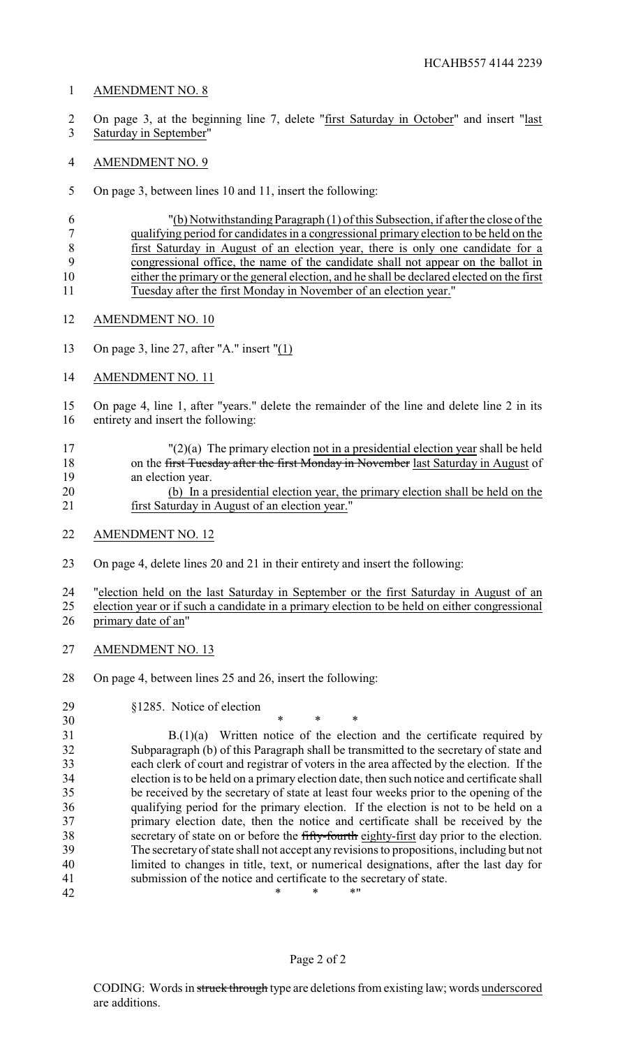AMENDMENT NO. 8

On page 3, at the beginning line 7, delete "first Saturday in October" and insert "last Saturday in September"

AMENDMENT NO. 9

On page 3, between lines 10 and 11, insert the following:

"(b) Notwithstanding Paragraph (1) of this Subsection, if after the close of the qualifying period for candidates in a congressional primary election to be held on the first Saturday in August of an election year, there is only one candidate for a congressional office, the name of the candidate shall not appear on the ballot in either the primary or the general election, and he shall be declared elected on the first Tuesday after the first Monday in November of an election year."

AMENDMENT NO. 10

On page 3, line 27, after "A." insert "(1)

AMENDMENT NO. 11

On page 4, line 1, after "years." delete the remainder of the line and delete line 2 in its entirety and insert the following:

"(2)(a) The primary election not in a presidential election year shall be held on the ~~first Tuesday after the first Monday in November~~ last Saturday in August of an election year.

(b) In a presidential election year, the primary election shall be held on the first Saturday in August of an election year."

AMENDMENT NO. 12

On page 4, delete lines 20 and 21 in their entirety and insert the following:

"election held on the last Saturday in September or the first Saturday in August of an election year or if such a candidate in a primary election to be held on either congressional primary date of an"

AMENDMENT NO. 13

On page 4, between lines 25 and 26, insert the following:

§1285. Notice of election

\* \* \*

B.(1)(a) Written notice of the election and the certificate required by Subparagraph (b) of this Paragraph shall be transmitted to the secretary of state and each clerk of court and registrar of voters in the area affected by the election. If the election is to be held on a primary election date, then such notice and certificate shall be received by the secretary of state at least four weeks prior to the opening of the qualifying period for the primary election. If the election is not to be held on a primary election date, then the notice and certificate shall be received by the secretary of state on or before the ~~fifty-fourth~~ eighty-first day prior to the election. The secretary of state shall not accept any revisions to propositions, including but not limited to changes in title, text, or numerical designations, after the last day for submission of the notice and certificate to the secretary of state.

\* \* \*"

CODING: Words in ~~struck through~~ type are deletions from existing law; words underscored are additions.